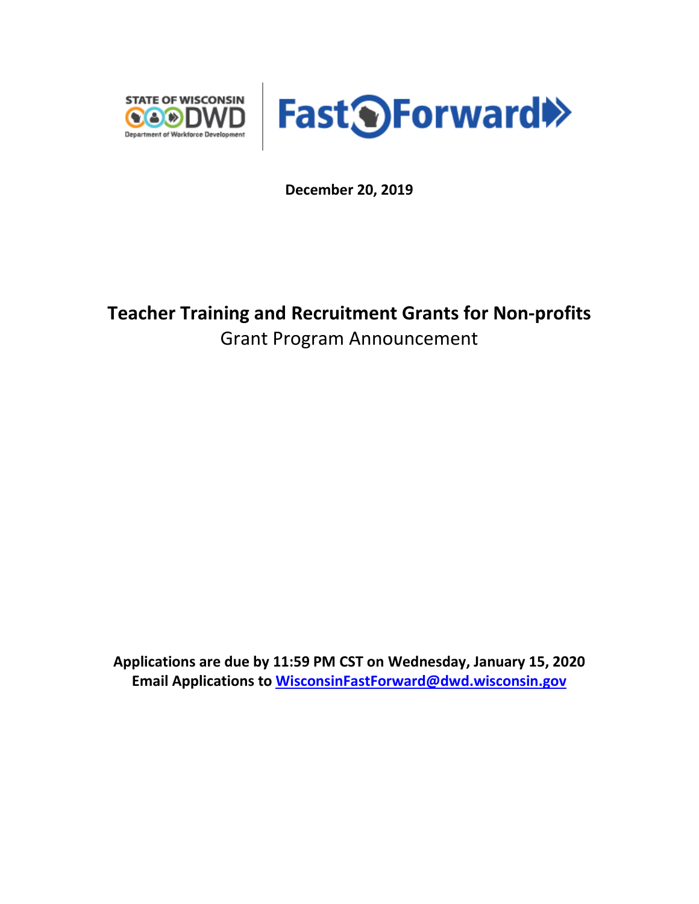STATE OF WISCONSIN DWD Department of Workforce Development | Fast Forward

**December 20, 2019**

# Teacher Training and Recruitment Grants for Non-profits

Grant Program Announcement

**Applications are due by 11:59 PM CST on Wednesday, January 15, 2020**
**Email Applications to WisconsinFastForward@dwd.wisconsin.gov**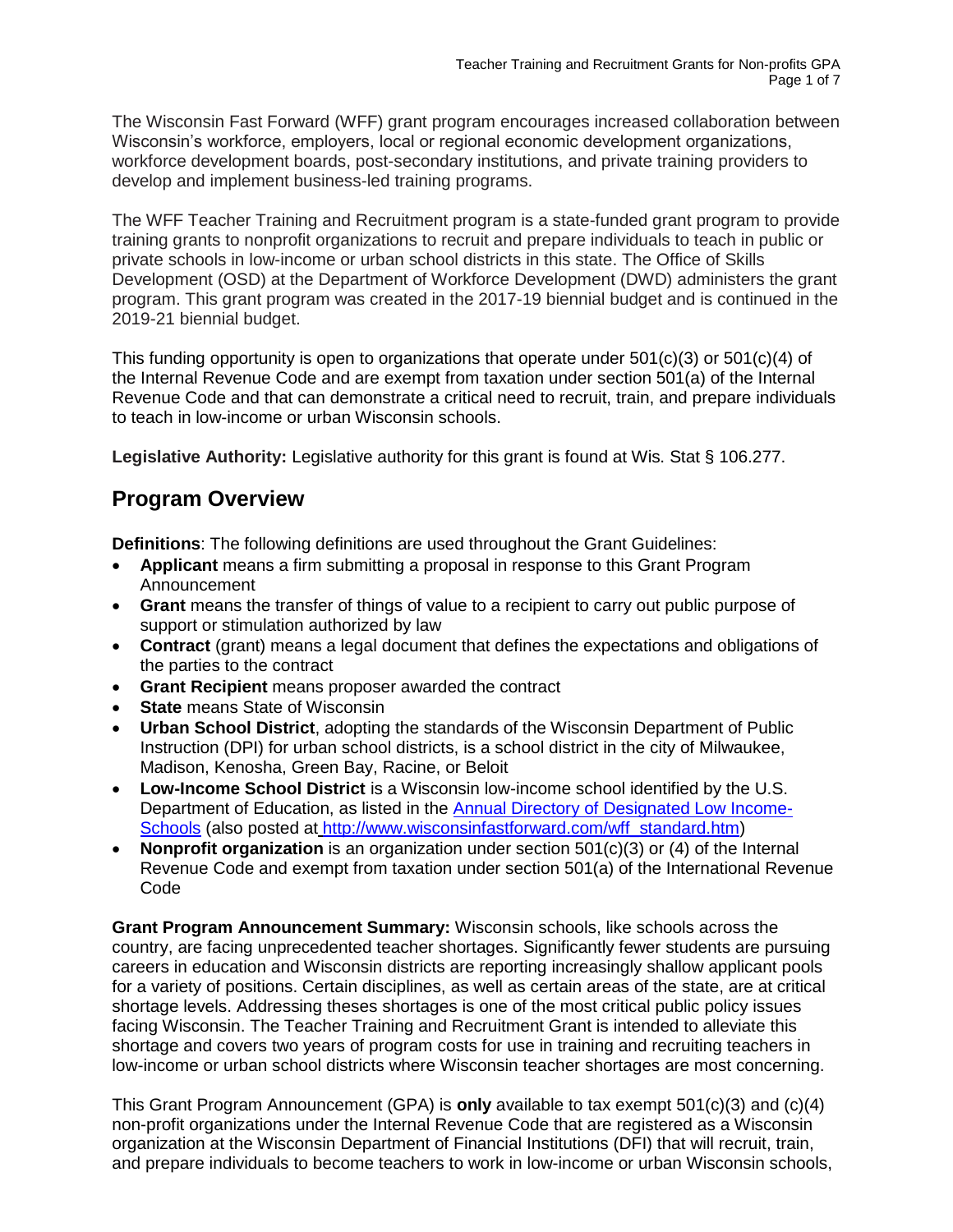The Wisconsin Fast Forward (WFF) grant program encourages increased collaboration between Wisconsin's workforce, employers, local or regional economic development organizations, workforce development boards, post-secondary institutions, and private training providers to develop and implement business-led training programs.

The WFF Teacher Training and Recruitment program is a state-funded grant program to provide training grants to nonprofit organizations to recruit and prepare individuals to teach in public or private schools in low-income or urban school districts in this state. The Office of Skills Development (OSD) at the Department of Workforce Development (DWD) administers the grant program. This grant program was created in the 2017-19 biennial budget and is continued in the 2019-21 biennial budget.

This funding opportunity is open to organizations that operate under 501(c)(3) or 501(c)(4) of the Internal Revenue Code and are exempt from taxation under section 501(a) of the Internal Revenue Code and that can demonstrate a critical need to recruit, train, and prepare individuals to teach in low-income or urban Wisconsin schools.

**Legislative Authority:** Legislative authority for this grant is found at Wis. Stat § 106.277.

## Program Overview

**Definitions**: The following definitions are used throughout the Grant Guidelines:

- **Applicant** means a firm submitting a proposal in response to this Grant Program Announcement
- **Grant** means the transfer of things of value to a recipient to carry out public purpose of support or stimulation authorized by law
- **Contract** (grant) means a legal document that defines the expectations and obligations of the parties to the contract
- **Grant Recipient** means proposer awarded the contract
- **State** means State of Wisconsin
- **Urban School District**, adopting the standards of the Wisconsin Department of Public Instruction (DPI) for urban school districts, is a school district in the city of Milwaukee, Madison, Kenosha, Green Bay, Racine, or Beloit
- **Low-Income School District** is a Wisconsin low-income school identified by the U.S. Department of Education, as listed in the [Annual Directory of Designated Low Income-Schools](http://www.wisconsinfastforward.com/wff_standard.htm) (also posted at http://www.wisconsinfastforward.com/wff_standard.htm)
- **Nonprofit organization** is an organization under section 501(c)(3) or (4) of the Internal Revenue Code and exempt from taxation under section 501(a) of the International Revenue Code

**Grant Program Announcement Summary:** Wisconsin schools, like schools across the country, are facing unprecedented teacher shortages. Significantly fewer students are pursuing careers in education and Wisconsin districts are reporting increasingly shallow applicant pools for a variety of positions. Certain disciplines, as well as certain areas of the state, are at critical shortage levels. Addressing theses shortages is one of the most critical public policy issues facing Wisconsin. The Teacher Training and Recruitment Grant is intended to alleviate this shortage and covers two years of program costs for use in training and recruiting teachers in low-income or urban school districts where Wisconsin teacher shortages are most concerning.

This Grant Program Announcement (GPA) is **only** available to tax exempt 501(c)(3) and (c)(4) non-profit organizations under the Internal Revenue Code that are registered as a Wisconsin organization at the Wisconsin Department of Financial Institutions (DFI) that will recruit, train, and prepare individuals to become teachers to work in low-income or urban Wisconsin schools,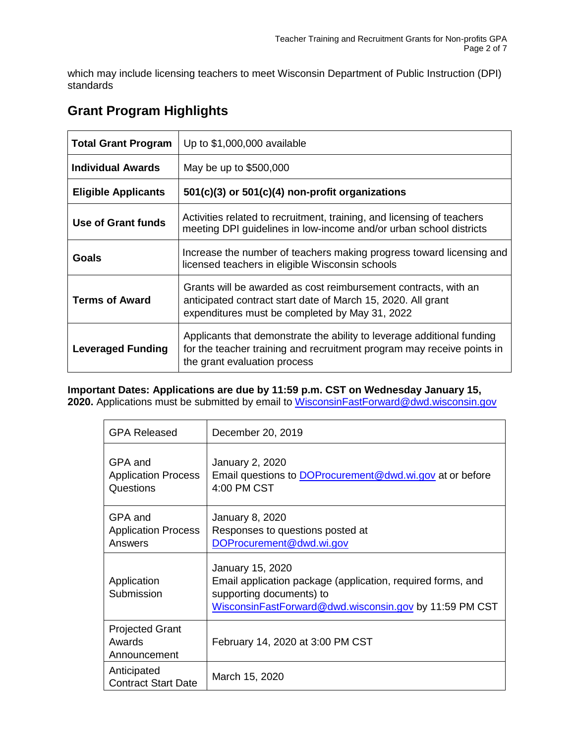which may include licensing teachers to meet Wisconsin Department of Public Instruction (DPI) standards

## Grant Program Highlights

| | |
|---|---|
| **Total Grant Program** | Up to $1,000,000 available |
| **Individual Awards** | May be up to $500,000 |
| **Eligible Applicants** | **501(c)(3) or 501(c)(4) non-profit organizations** |
| **Use of Grant funds** | Activities related to recruitment, training, and licensing of teachers meeting DPI guidelines in low-income and/or urban school districts |
| **Goals** | Increase the number of teachers making progress toward licensing and licensed teachers in eligible Wisconsin schools |
| **Terms of Award** | Grants will be awarded as cost reimbursement contracts, with an anticipated contract start date of March 15, 2020. All grant expenditures must be completed by May 31, 2022 |
| **Leveraged Funding** | Applicants that demonstrate the ability to leverage additional funding for the teacher training and recruitment program may receive points in the grant evaluation process |

**Important Dates: Applications are due by 11:59 p.m. CST on Wednesday January 15, 2020.** Applications must be submitted by email to WisconsinFastForward@dwd.wisconsin.gov

| | |
|---|---|
| GPA Released | December 20, 2019 |
| GPA and Application Process Questions | January 2, 2020<br>Email questions to DOProcurement@dwd.wi.gov at or before 4:00 PM CST |
| GPA and Application Process Answers | January 8, 2020<br>Responses to questions posted at DOProcurement@dwd.wi.gov |
| Application Submission | January 15, 2020<br>Email application package (application, required forms, and supporting documents) to WisconsinFastForward@dwd.wisconsin.gov by 11:59 PM CST |
| Projected Grant Awards Announcement | February 14, 2020 at 3:00 PM CST |
| Anticipated Contract Start Date | March 15, 2020 |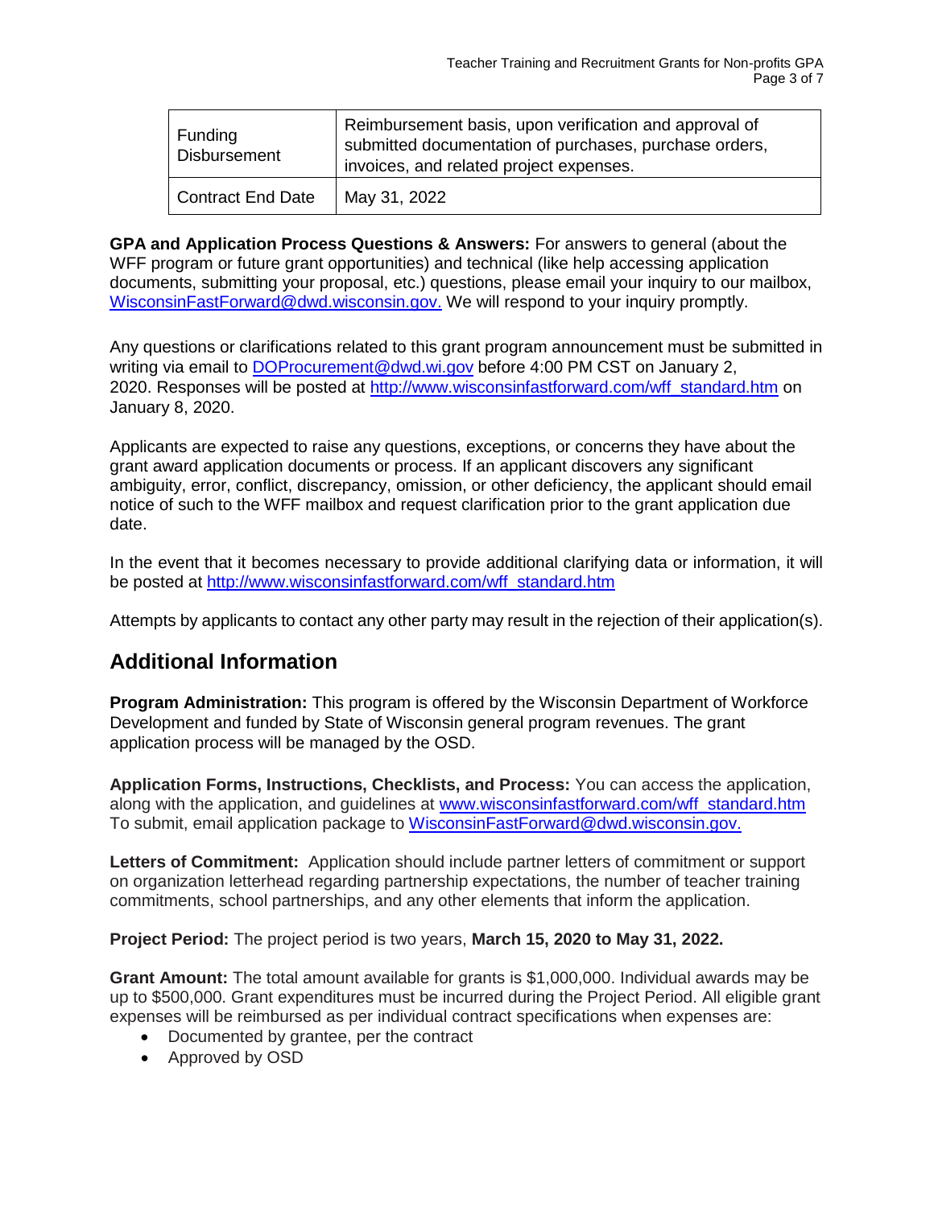| Funding Disbursement | Reimbursement basis, upon verification and approval of submitted documentation of purchases, purchase orders, invoices, and related project expenses. |
|---|---|
| Contract End Date | May 31, 2022 |

**GPA and Application Process Questions & Answers:** For answers to general (about the WFF program or future grant opportunities) and technical (like help accessing application documents, submitting your proposal, etc.) questions, please email your inquiry to our mailbox, [WisconsinFastForward@dwd.wisconsin.gov.](mailto:WisconsinFastForward@dwd.wisconsin.gov) We will respond to your inquiry promptly.

Any questions or clarifications related to this grant program announcement must be submitted in writing via email to [DOProcurement@dwd.wi.gov](mailto:DOProcurement@dwd.wi.gov) before 4:00 PM CST on January 2, 2020. Responses will be posted at [http://www.wisconsinfastforward.com/wff_standard.htm](http://www.wisconsinfastforward.com/wff_standard.htm) on January 8, 2020.

Applicants are expected to raise any questions, exceptions, or concerns they have about the grant award application documents or process. If an applicant discovers any significant ambiguity, error, conflict, discrepancy, omission, or other deficiency, the applicant should email notice of such to the WFF mailbox and request clarification prior to the grant application due date.

In the event that it becomes necessary to provide additional clarifying data or information, it will be posted at [http://www.wisconsinfastforward.com/wff_standard.htm](http://www.wisconsinfastforward.com/wff_standard.htm)

Attempts by applicants to contact any other party may result in the rejection of their application(s).

## Additional Information

**Program Administration:** This program is offered by the Wisconsin Department of Workforce Development and funded by State of Wisconsin general program revenues. The grant application process will be managed by the OSD.

**Application Forms, Instructions, Checklists, and Process:** You can access the application, along with the application, and guidelines at [www.wisconsinfastforward.com/wff_standard.htm](http://www.wisconsinfastforward.com/wff_standard.htm) To submit, email application package to [WisconsinFastForward@dwd.wisconsin.gov.](mailto:WisconsinFastForward@dwd.wisconsin.gov)

**Letters of Commitment:** Application should include partner letters of commitment or support on organization letterhead regarding partnership expectations, the number of teacher training commitments, school partnerships, and any other elements that inform the application.

**Project Period:** The project period is two years, **March 15, 2020 to May 31, 2022.**

**Grant Amount:** The total amount available for grants is $1,000,000. Individual awards may be up to $500,000. Grant expenditures must be incurred during the Project Period. All eligible grant expenses will be reimbursed as per individual contract specifications when expenses are:

- Documented by grantee, per the contract
- Approved by OSD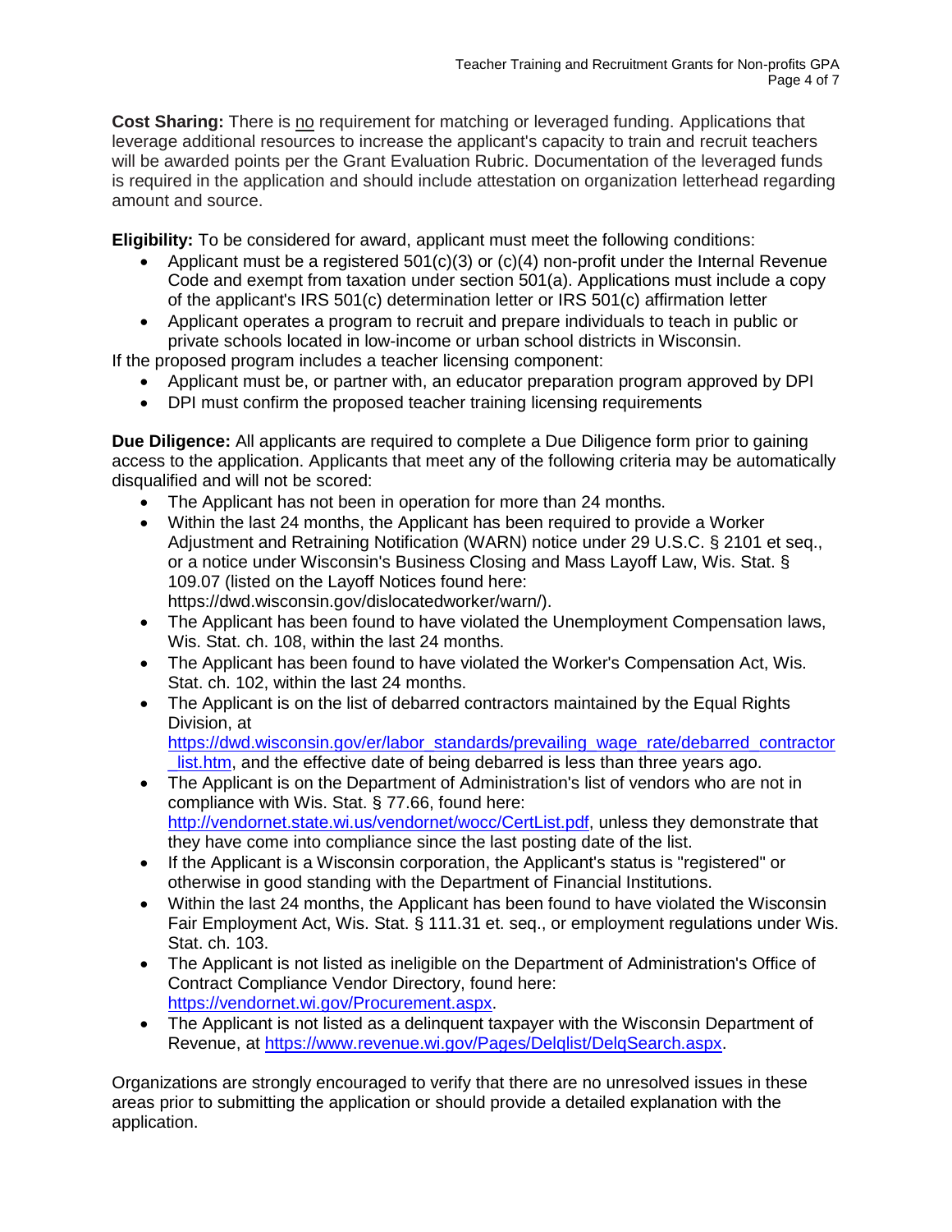**Cost Sharing:** There is no requirement for matching or leveraged funding. Applications that leverage additional resources to increase the applicant's capacity to train and recruit teachers will be awarded points per the Grant Evaluation Rubric. Documentation of the leveraged funds is required in the application and should include attestation on organization letterhead regarding amount and source.

**Eligibility:** To be considered for award, applicant must meet the following conditions:

- Applicant must be a registered 501(c)(3) or (c)(4) non-profit under the Internal Revenue Code and exempt from taxation under section 501(a). Applications must include a copy of the applicant's IRS 501(c) determination letter or IRS 501(c) affirmation letter
- Applicant operates a program to recruit and prepare individuals to teach in public or private schools located in low-income or urban school districts in Wisconsin.

If the proposed program includes a teacher licensing component:

- Applicant must be, or partner with, an educator preparation program approved by DPI
- DPI must confirm the proposed teacher training licensing requirements

**Due Diligence:** All applicants are required to complete a Due Diligence form prior to gaining access to the application. Applicants that meet any of the following criteria may be automatically disqualified and will not be scored:

- The Applicant has not been in operation for more than 24 months.
- Within the last 24 months, the Applicant has been required to provide a Worker Adjustment and Retraining Notification (WARN) notice under 29 U.S.C. § 2101 et seq., or a notice under Wisconsin's Business Closing and Mass Layoff Law, Wis. Stat. § 109.07 (listed on the Layoff Notices found here: https://dwd.wisconsin.gov/dislocatedworker/warn/).
- The Applicant has been found to have violated the Unemployment Compensation laws, Wis. Stat. ch. 108, within the last 24 months.
- The Applicant has been found to have violated the Worker's Compensation Act, Wis. Stat. ch. 102, within the last 24 months.
- The Applicant is on the list of debarred contractors maintained by the Equal Rights Division, at https://dwd.wisconsin.gov/er/labor_standards/prevailing_wage_rate/debarred_contractor_list.htm, and the effective date of being debarred is less than three years ago.
- The Applicant is on the Department of Administration's list of vendors who are not in compliance with Wis. Stat. § 77.66, found here: http://vendornet.state.wi.us/vendornet/wocc/CertList.pdf, unless they demonstrate that they have come into compliance since the last posting date of the list.
- If the Applicant is a Wisconsin corporation, the Applicant's status is "registered" or otherwise in good standing with the Department of Financial Institutions.
- Within the last 24 months, the Applicant has been found to have violated the Wisconsin Fair Employment Act, Wis. Stat. § 111.31 et. seq., or employment regulations under Wis. Stat. ch. 103.
- The Applicant is not listed as ineligible on the Department of Administration's Office of Contract Compliance Vendor Directory, found here: https://vendornet.wi.gov/Procurement.aspx.
- The Applicant is not listed as a delinquent taxpayer with the Wisconsin Department of Revenue, at https://www.revenue.wi.gov/Pages/Delqlist/DelqSearch.aspx.

Organizations are strongly encouraged to verify that there are no unresolved issues in these areas prior to submitting the application or should provide a detailed explanation with the application.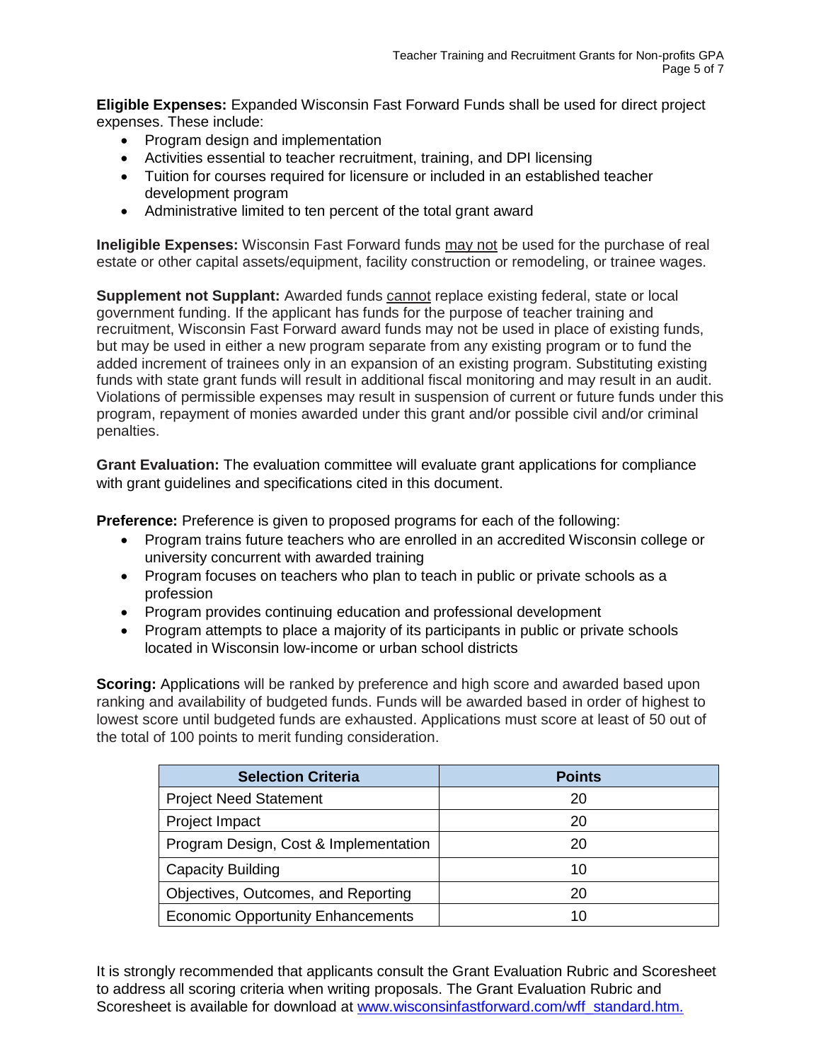**Eligible Expenses:** Expanded Wisconsin Fast Forward Funds shall be used for direct project expenses. These include:

- Program design and implementation
- Activities essential to teacher recruitment, training, and DPI licensing
- Tuition for courses required for licensure or included in an established teacher development program
- Administrative limited to ten percent of the total grant award

**Ineligible Expenses:** Wisconsin Fast Forward funds <u>may not</u> be used for the purchase of real estate or other capital assets/equipment, facility construction or remodeling, or trainee wages.

**Supplement not Supplant:** Awarded funds <u>cannot</u> replace existing federal, state or local government funding. If the applicant has funds for the purpose of teacher training and recruitment, Wisconsin Fast Forward award funds may not be used in place of existing funds, but may be used in either a new program separate from any existing program or to fund the added increment of trainees only in an expansion of an existing program. Substituting existing funds with state grant funds will result in additional fiscal monitoring and may result in an audit. Violations of permissible expenses may result in suspension of current or future funds under this program, repayment of monies awarded under this grant and/or possible civil and/or criminal penalties.

**Grant Evaluation:** The evaluation committee will evaluate grant applications for compliance with grant guidelines and specifications cited in this document.

**Preference:** Preference is given to proposed programs for each of the following:

- Program trains future teachers who are enrolled in an accredited Wisconsin college or university concurrent with awarded training
- Program focuses on teachers who plan to teach in public or private schools as a profession
- Program provides continuing education and professional development
- Program attempts to place a majority of its participants in public or private schools located in Wisconsin low-income or urban school districts

**Scoring:** Applications will be ranked by preference and high score and awarded based upon ranking and availability of budgeted funds. Funds will be awarded based in order of highest to lowest score until budgeted funds are exhausted. Applications must score at least of 50 out of the total of 100 points to merit funding consideration.

| Selection Criteria | Points |
|---|---|
| Project Need Statement | 20 |
| Project Impact | 20 |
| Program Design, Cost & Implementation | 20 |
| Capacity Building | 10 |
| Objectives, Outcomes, and Reporting | 20 |
| Economic Opportunity Enhancements | 10 |

It is strongly recommended that applicants consult the Grant Evaluation Rubric and Scoresheet to address all scoring criteria when writing proposals. The Grant Evaluation Rubric and Scoresheet is available for download at www.wisconsinfastforward.com/wff_standard.htm.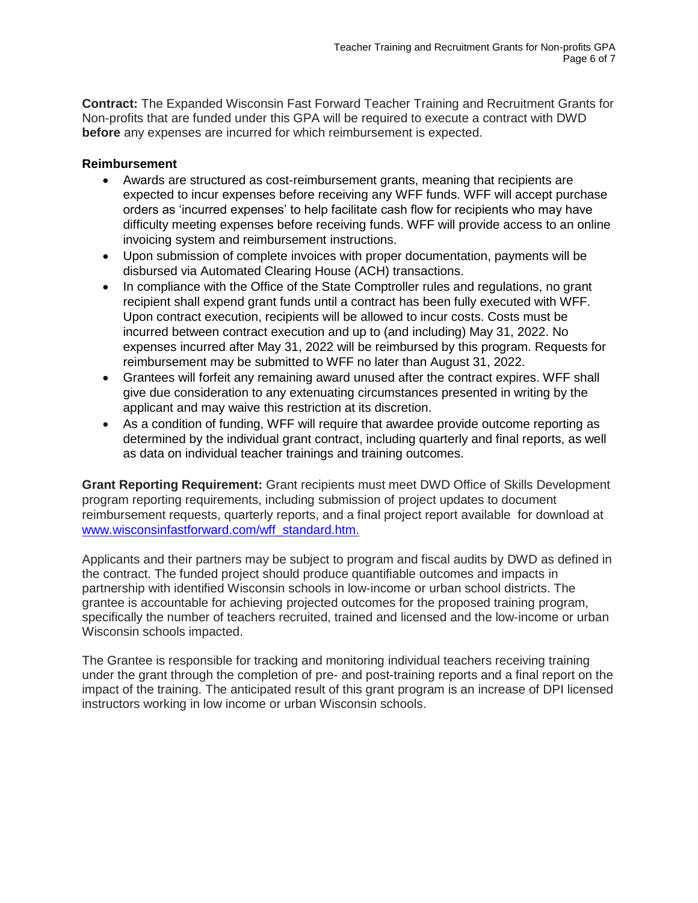**Contract:** The Expanded Wisconsin Fast Forward Teacher Training and Recruitment Grants for Non-profits that are funded under this GPA will be required to execute a contract with DWD **before** any expenses are incurred for which reimbursement is expected.

**Reimbursement**

- Awards are structured as cost-reimbursement grants, meaning that recipients are expected to incur expenses before receiving any WFF funds. WFF will accept purchase orders as 'incurred expenses' to help facilitate cash flow for recipients who may have difficulty meeting expenses before receiving funds. WFF will provide access to an online invoicing system and reimbursement instructions.
- Upon submission of complete invoices with proper documentation, payments will be disbursed via Automated Clearing House (ACH) transactions.
- In compliance with the Office of the State Comptroller rules and regulations, no grant recipient shall expend grant funds until a contract has been fully executed with WFF. Upon contract execution, recipients will be allowed to incur costs. Costs must be incurred between contract execution and up to (and including) May 31, 2022. No expenses incurred after May 31, 2022 will be reimbursed by this program. Requests for reimbursement may be submitted to WFF no later than August 31, 2022.
- Grantees will forfeit any remaining award unused after the contract expires. WFF shall give due consideration to any extenuating circumstances presented in writing by the applicant and may waive this restriction at its discretion.
- As a condition of funding, WFF will require that awardee provide outcome reporting as determined by the individual grant contract, including quarterly and final reports, as well as data on individual teacher trainings and training outcomes.

**Grant Reporting Requirement:** Grant recipients must meet DWD Office of Skills Development program reporting requirements, including submission of project updates to document reimbursement requests, quarterly reports, and a final project report available for download at [www.wisconsinfastforward.com/wff_standard.htm.](www.wisconsinfastforward.com/wff_standard.htm)

Applicants and their partners may be subject to program and fiscal audits by DWD as defined in the contract. The funded project should produce quantifiable outcomes and impacts in partnership with identified Wisconsin schools in low-income or urban school districts. The grantee is accountable for achieving projected outcomes for the proposed training program, specifically the number of teachers recruited, trained and licensed and the low-income or urban Wisconsin schools impacted.

The Grantee is responsible for tracking and monitoring individual teachers receiving training under the grant through the completion of pre- and post-training reports and a final report on the impact of the training. The anticipated result of this grant program is an increase of DPI licensed instructors working in low income or urban Wisconsin schools.